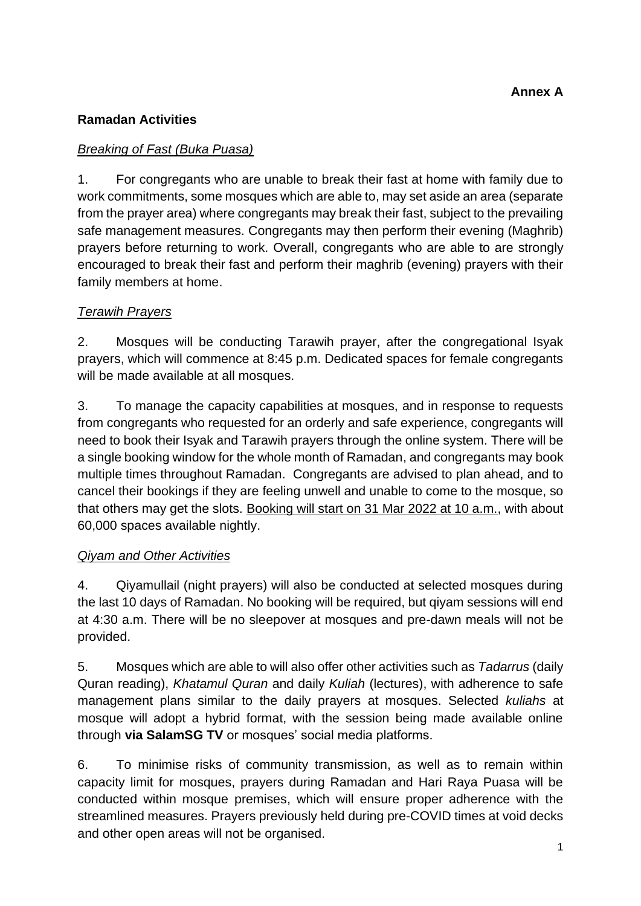**Annex A**

## Ramadan Activities

### *Breaking of Fast (Buka Puasa)*

1. For congregants who are unable to break their fast at home with family due to work commitments, some mosques which are able to, may set aside an area (separate from the prayer area) where congregants may break their fast, subject to the prevailing safe management measures. Congregants may then perform their evening (Maghrib) prayers before returning to work. Overall, congregants who are able to are strongly encouraged to break their fast and perform their maghrib (evening) prayers with their family members at home.

### *Terawih Prayers*

2. Mosques will be conducting Tarawih prayer, after the congregational Isyak prayers, which will commence at 8:45 p.m. Dedicated spaces for female congregants will be made available at all mosques.

3. To manage the capacity capabilities at mosques, and in response to requests from congregants who requested for an orderly and safe experience, congregants will need to book their Isyak and Tarawih prayers through the online system. There will be a single booking window for the whole month of Ramadan, and congregants may book multiple times throughout Ramadan. Congregants are advised to plan ahead, and to cancel their bookings if they are feeling unwell and unable to come to the mosque, so that others may get the slots. <u>Booking will start on 31 Mar 2022 at 10 a.m.</u>, with about 60,000 spaces available nightly.

### *Qiyam and Other Activities*

4. Qiyamullail (night prayers) will also be conducted at selected mosques during the last 10 days of Ramadan. No booking will be required, but qiyam sessions will end at 4:30 a.m. There will be no sleepover at mosques and pre-dawn meals will not be provided.

5. Mosques which are able to will also offer other activities such as *Tadarrus* (daily Quran reading), *Khatamul Quran* and daily *Kuliah* (lectures), with adherence to safe management plans similar to the daily prayers at mosques. Selected *kuliahs* at mosque will adopt a hybrid format, with the session being made available online through **via SalamSG TV** or mosques' social media platforms.

6. To minimise risks of community transmission, as well as to remain within capacity limit for mosques, prayers during Ramadan and Hari Raya Puasa will be conducted within mosque premises, which will ensure proper adherence with the streamlined measures. Prayers previously held during pre-COVID times at void decks and other open areas will not be organised.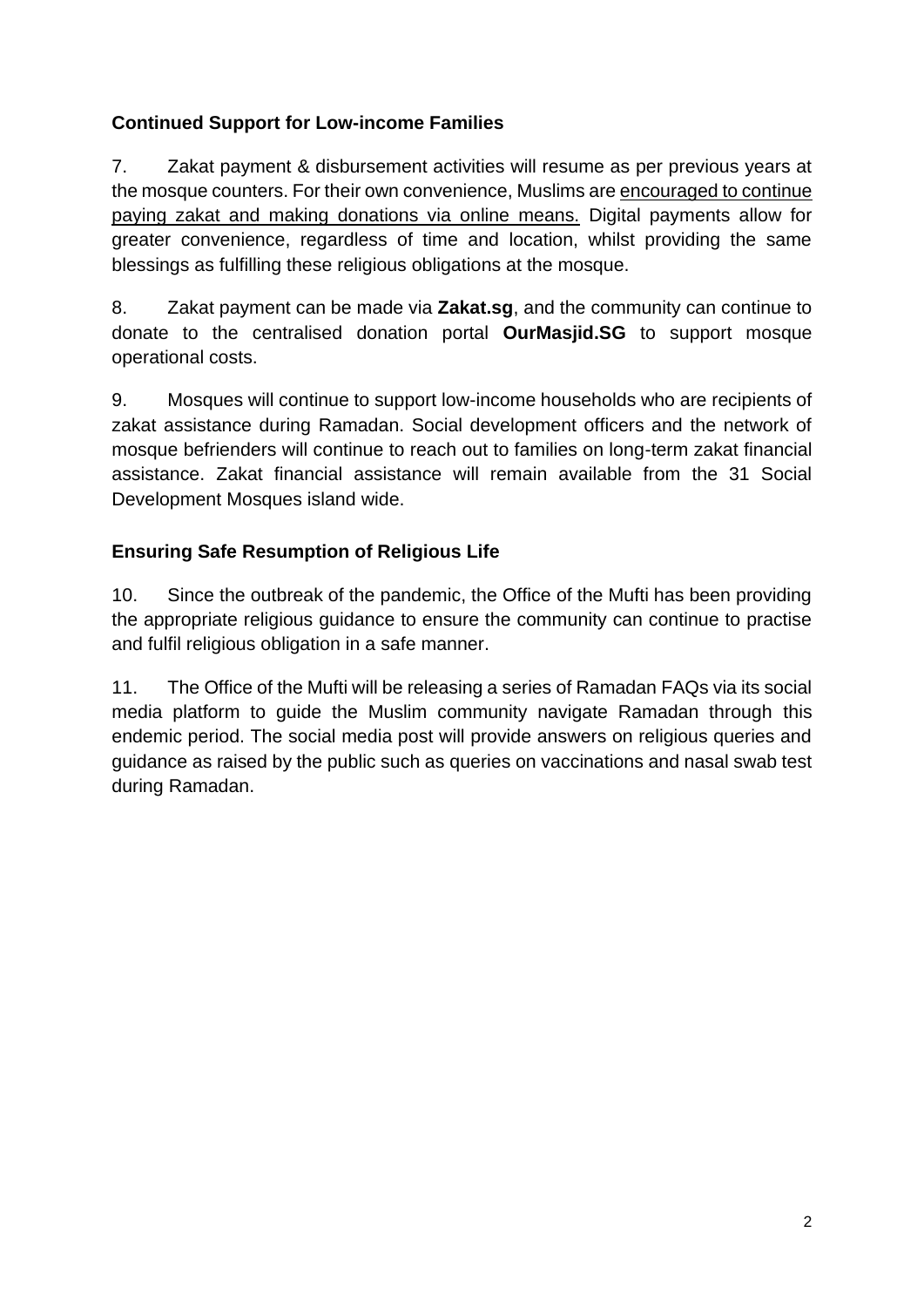## Continued Support for Low-income Families

7. Zakat payment & disbursement activities will resume as per previous years at the mosque counters. For their own convenience, Muslims are encouraged to continue paying zakat and making donations via online means. Digital payments allow for greater convenience, regardless of time and location, whilst providing the same blessings as fulfilling these religious obligations at the mosque.

8. Zakat payment can be made via **Zakat.sg**, and the community can continue to donate to the centralised donation portal **OurMasjid.SG** to support mosque operational costs.

9. Mosques will continue to support low-income households who are recipients of zakat assistance during Ramadan. Social development officers and the network of mosque befrienders will continue to reach out to families on long-term zakat financial assistance. Zakat financial assistance will remain available from the 31 Social Development Mosques island wide.

## Ensuring Safe Resumption of Religious Life

10. Since the outbreak of the pandemic, the Office of the Mufti has been providing the appropriate religious guidance to ensure the community can continue to practise and fulfil religious obligation in a safe manner.

11. The Office of the Mufti will be releasing a series of Ramadan FAQs via its social media platform to guide the Muslim community navigate Ramadan through this endemic period. The social media post will provide answers on religious queries and guidance as raised by the public such as queries on vaccinations and nasal swab test during Ramadan.